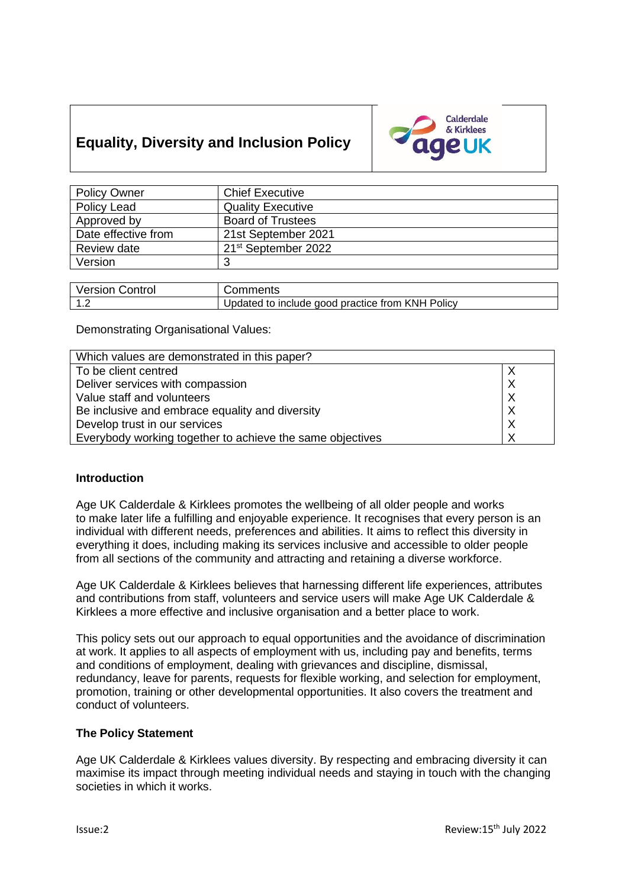# Equality, Diversity and Inclusion Policy

| Policy Owner | Chief Executive |
|---|---|
| Policy Lead | Quality Executive |
| Approved by | Board of Trustees |
| Date effective from | 21st September 2021 |
| Review date | 21st September 2022 |
| Version | 3 |

| Version Control | Comments |
|---|---|
| 1.2 | Updated to include good practice from KNH Policy |

Demonstrating Organisational Values:

| Which values are demonstrated in this paper? | |
|---|---|
| To be client centred | X |
| Deliver services with compassion | X |
| Value staff and volunteers | X |
| Be inclusive and embrace equality and diversity | X |
| Develop trust in our services | X |
| Everybody working together to achieve the same objectives | X |

**Introduction**

Age UK Calderdale & Kirklees promotes the wellbeing of all older people and works to make later life a fulfilling and enjoyable experience. It recognises that every person is an individual with different needs, preferences and abilities. It aims to reflect this diversity in everything it does, including making its services inclusive and accessible to older people from all sections of the community and attracting and retaining a diverse workforce.

Age UK Calderdale & Kirklees believes that harnessing different life experiences, attributes and contributions from staff, volunteers and service users will make Age UK Calderdale & Kirklees a more effective and inclusive organisation and a better place to work.

This policy sets out our approach to equal opportunities and the avoidance of discrimination at work. It applies to all aspects of employment with us, including pay and benefits, terms and conditions of employment, dealing with grievances and discipline, dismissal, redundancy, leave for parents, requests for flexible working, and selection for employment, promotion, training or other developmental opportunities. It also covers the treatment and conduct of volunteers.

**The Policy Statement**

Age UK Calderdale & Kirklees values diversity. By respecting and embracing diversity it can maximise its impact through meeting individual needs and staying in touch with the changing societies in which it works.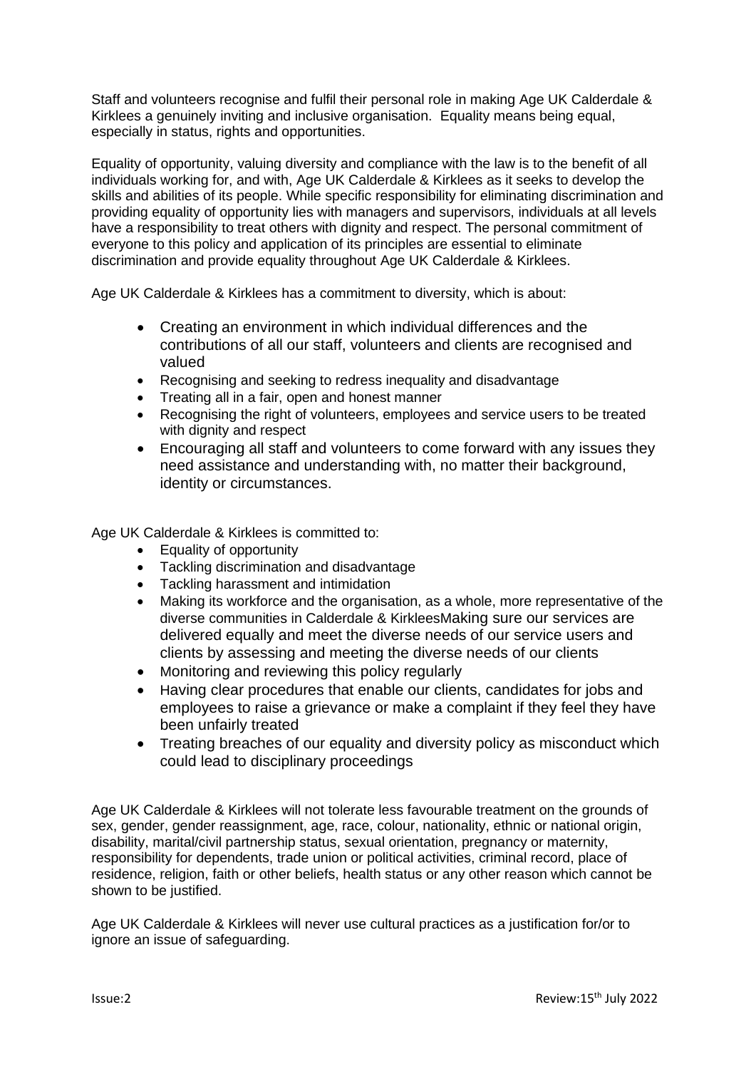Staff and volunteers recognise and fulfil their personal role in making Age UK Calderdale & Kirklees a genuinely inviting and inclusive organisation. Equality means being equal, especially in status, rights and opportunities.

Equality of opportunity, valuing diversity and compliance with the law is to the benefit of all individuals working for, and with, Age UK Calderdale & Kirklees as it seeks to develop the skills and abilities of its people. While specific responsibility for eliminating discrimination and providing equality of opportunity lies with managers and supervisors, individuals at all levels have a responsibility to treat others with dignity and respect. The personal commitment of everyone to this policy and application of its principles are essential to eliminate discrimination and provide equality throughout Age UK Calderdale & Kirklees.

Age UK Calderdale & Kirklees has a commitment to diversity, which is about:

- Creating an environment in which individual differences and the contributions of all our staff, volunteers and clients are recognised and valued
- Recognising and seeking to redress inequality and disadvantage
- Treating all in a fair, open and honest manner
- Recognising the right of volunteers, employees and service users to be treated with dignity and respect
- Encouraging all staff and volunteers to come forward with any issues they need assistance and understanding with, no matter their background, identity or circumstances.

Age UK Calderdale & Kirklees is committed to:

- Equality of opportunity
- Tackling discrimination and disadvantage
- Tackling harassment and intimidation
- Making its workforce and the organisation, as a whole, more representative of the diverse communities in Calderdale & KirkleesMaking sure our services are delivered equally and meet the diverse needs of our service users and clients by assessing and meeting the diverse needs of our clients
- Monitoring and reviewing this policy regularly
- Having clear procedures that enable our clients, candidates for jobs and employees to raise a grievance or make a complaint if they feel they have been unfairly treated
- Treating breaches of our equality and diversity policy as misconduct which could lead to disciplinary proceedings

Age UK Calderdale & Kirklees will not tolerate less favourable treatment on the grounds of sex, gender, gender reassignment, age, race, colour, nationality, ethnic or national origin, disability, marital/civil partnership status, sexual orientation, pregnancy or maternity, responsibility for dependents, trade union or political activities, criminal record, place of residence, religion, faith or other beliefs, health status or any other reason which cannot be shown to be justified.

Age UK Calderdale & Kirklees will never use cultural practices as a justification for/or to ignore an issue of safeguarding.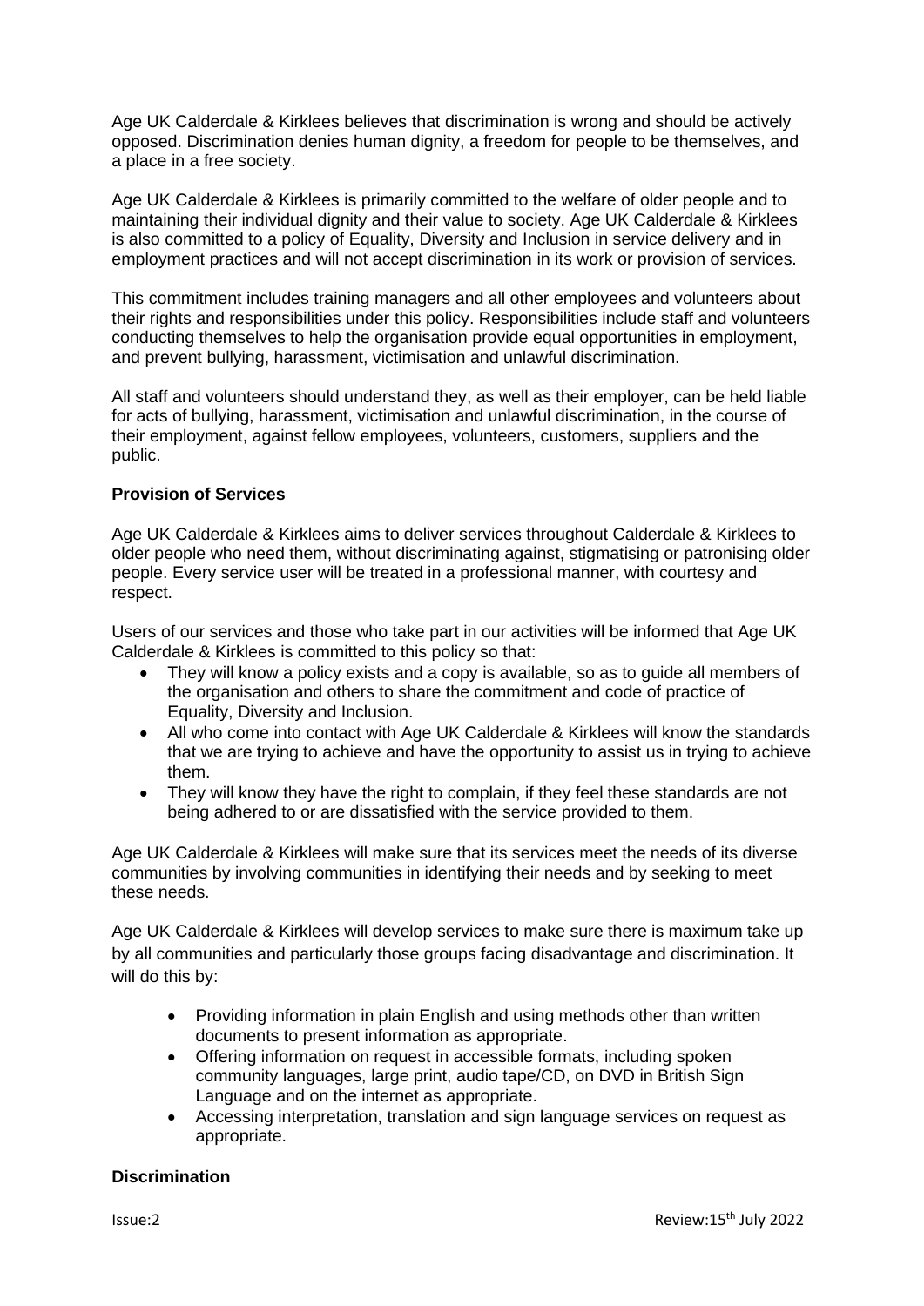Age UK Calderdale & Kirklees believes that discrimination is wrong and should be actively opposed. Discrimination denies human dignity, a freedom for people to be themselves, and a place in a free society.

Age UK Calderdale & Kirklees is primarily committed to the welfare of older people and to maintaining their individual dignity and their value to society. Age UK Calderdale & Kirklees is also committed to a policy of Equality, Diversity and Inclusion in service delivery and in employment practices and will not accept discrimination in its work or provision of services.

This commitment includes training managers and all other employees and volunteers about their rights and responsibilities under this policy. Responsibilities include staff and volunteers conducting themselves to help the organisation provide equal opportunities in employment, and prevent bullying, harassment, victimisation and unlawful discrimination.

All staff and volunteers should understand they, as well as their employer, can be held liable for acts of bullying, harassment, victimisation and unlawful discrimination, in the course of their employment, against fellow employees, volunteers, customers, suppliers and the public.

**Provision of Services**

Age UK Calderdale & Kirklees aims to deliver services throughout Calderdale & Kirklees to older people who need them, without discriminating against, stigmatising or patronising older people. Every service user will be treated in a professional manner, with courtesy and respect.

Users of our services and those who take part in our activities will be informed that Age UK Calderdale & Kirklees is committed to this policy so that:

- They will know a policy exists and a copy is available, so as to guide all members of the organisation and others to share the commitment and code of practice of Equality, Diversity and Inclusion.
- All who come into contact with Age UK Calderdale & Kirklees will know the standards that we are trying to achieve and have the opportunity to assist us in trying to achieve them.
- They will know they have the right to complain, if they feel these standards are not being adhered to or are dissatisfied with the service provided to them.

Age UK Calderdale & Kirklees will make sure that its services meet the needs of its diverse communities by involving communities in identifying their needs and by seeking to meet these needs.

Age UK Calderdale & Kirklees will develop services to make sure there is maximum take up by all communities and particularly those groups facing disadvantage and discrimination. It will do this by:

- Providing information in plain English and using methods other than written documents to present information as appropriate.
- Offering information on request in accessible formats, including spoken community languages, large print, audio tape/CD, on DVD in British Sign Language and on the internet as appropriate.
- Accessing interpretation, translation and sign language services on request as appropriate.

**Discrimination**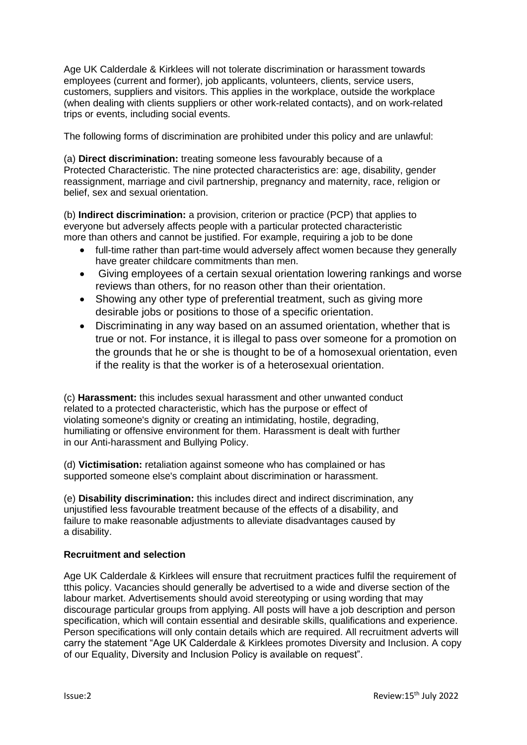Age UK Calderdale & Kirklees will not tolerate discrimination or harassment towards employees (current and former), job applicants, volunteers, clients, service users, customers, suppliers and visitors. This applies in the workplace, outside the workplace (when dealing with clients suppliers or other work-related contacts), and on work-related trips or events, including social events.

The following forms of discrimination are prohibited under this policy and are unlawful:

(a) **Direct discrimination:** treating someone less favourably because of a Protected Characteristic. The nine protected characteristics are: age, disability, gender reassignment, marriage and civil partnership, pregnancy and maternity, race, religion or belief, sex and sexual orientation.

(b) **Indirect discrimination:** a provision, criterion or practice (PCP) that applies to everyone but adversely affects people with a particular protected characteristic more than others and cannot be justified. For example, requiring a job to be done

- full-time rather than part-time would adversely affect women because they generally have greater childcare commitments than men.
- Giving employees of a certain sexual orientation lowering rankings and worse reviews than others, for no reason other than their orientation.
- Showing any other type of preferential treatment, such as giving more desirable jobs or positions to those of a specific orientation.
- Discriminating in any way based on an assumed orientation, whether that is true or not. For instance, it is illegal to pass over someone for a promotion on the grounds that he or she is thought to be of a homosexual orientation, even if the reality is that the worker is of a heterosexual orientation.

(c) **Harassment:** this includes sexual harassment and other unwanted conduct related to a protected characteristic, which has the purpose or effect of violating someone's dignity or creating an intimidating, hostile, degrading, humiliating or offensive environment for them. Harassment is dealt with further in our Anti-harassment and Bullying Policy.

(d) **Victimisation:** retaliation against someone who has complained or has supported someone else's complaint about discrimination or harassment.

(e) **Disability discrimination:** this includes direct and indirect discrimination, any unjustified less favourable treatment because of the effects of a disability, and failure to make reasonable adjustments to alleviate disadvantages caused by a disability.

**Recruitment and selection**

Age UK Calderdale & Kirklees will ensure that recruitment practices fulfil the requirement of tthis policy. Vacancies should generally be advertised to a wide and diverse section of the labour market. Advertisements should avoid stereotyping or using wording that may discourage particular groups from applying. All posts will have a job description and person specification, which will contain essential and desirable skills, qualifications and experience. Person specifications will only contain details which are required. All recruitment adverts will carry the statement "Age UK Calderdale & Kirklees promotes Diversity and Inclusion. A copy of our Equality, Diversity and Inclusion Policy is available on request".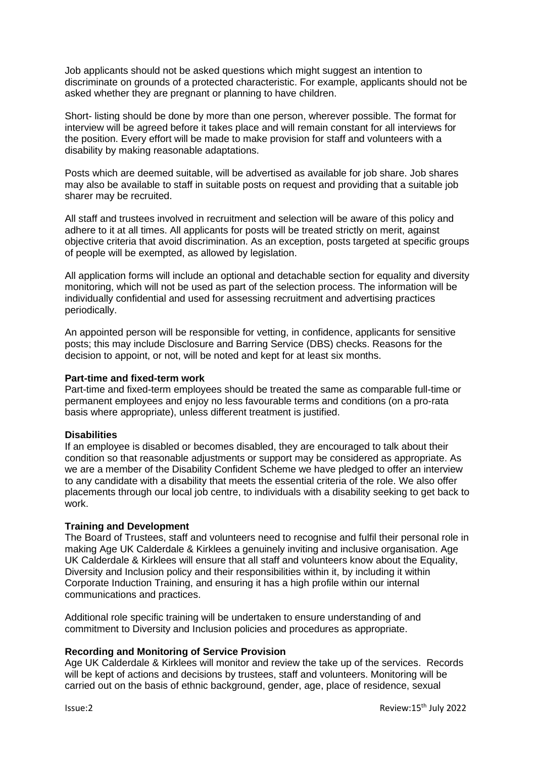Job applicants should not be asked questions which might suggest an intention to discriminate on grounds of a protected characteristic. For example, applicants should not be asked whether they are pregnant or planning to have children.

Short- listing should be done by more than one person, wherever possible. The format for interview will be agreed before it takes place and will remain constant for all interviews for the position. Every effort will be made to make provision for staff and volunteers with a disability by making reasonable adaptations.

Posts which are deemed suitable, will be advertised as available for job share. Job shares may also be available to staff in suitable posts on request and providing that a suitable job sharer may be recruited.

All staff and trustees involved in recruitment and selection will be aware of this policy and adhere to it at all times. All applicants for posts will be treated strictly on merit, against objective criteria that avoid discrimination. As an exception, posts targeted at specific groups of people will be exempted, as allowed by legislation.

All application forms will include an optional and detachable section for equality and diversity monitoring, which will not be used as part of the selection process. The information will be individually confidential and used for assessing recruitment and advertising practices periodically.

An appointed person will be responsible for vetting, in confidence, applicants for sensitive posts; this may include Disclosure and Barring Service (DBS) checks. Reasons for the decision to appoint, or not, will be noted and kept for at least six months.

**Part-time and fixed-term work**
Part-time and fixed-term employees should be treated the same as comparable full-time or permanent employees and enjoy no less favourable terms and conditions (on a pro-rata basis where appropriate), unless different treatment is justified.

**Disabilities**
If an employee is disabled or becomes disabled, they are encouraged to talk about their condition so that reasonable adjustments or support may be considered as appropriate. As we are a member of the Disability Confident Scheme we have pledged to offer an interview to any candidate with a disability that meets the essential criteria of the role. We also offer placements through our local job centre, to individuals with a disability seeking to get back to work.

**Training and Development**
The Board of Trustees, staff and volunteers need to recognise and fulfil their personal role in making Age UK Calderdale & Kirklees a genuinely inviting and inclusive organisation. Age UK Calderdale & Kirklees will ensure that all staff and volunteers know about the Equality, Diversity and Inclusion policy and their responsibilities within it, by including it within Corporate Induction Training, and ensuring it has a high profile within our internal communications and practices.

Additional role specific training will be undertaken to ensure understanding of and commitment to Diversity and Inclusion policies and procedures as appropriate.

**Recording and Monitoring of Service Provision**
Age UK Calderdale & Kirklees will monitor and review the take up of the services. Records will be kept of actions and decisions by trustees, staff and volunteers. Monitoring will be carried out on the basis of ethnic background, gender, age, place of residence, sexual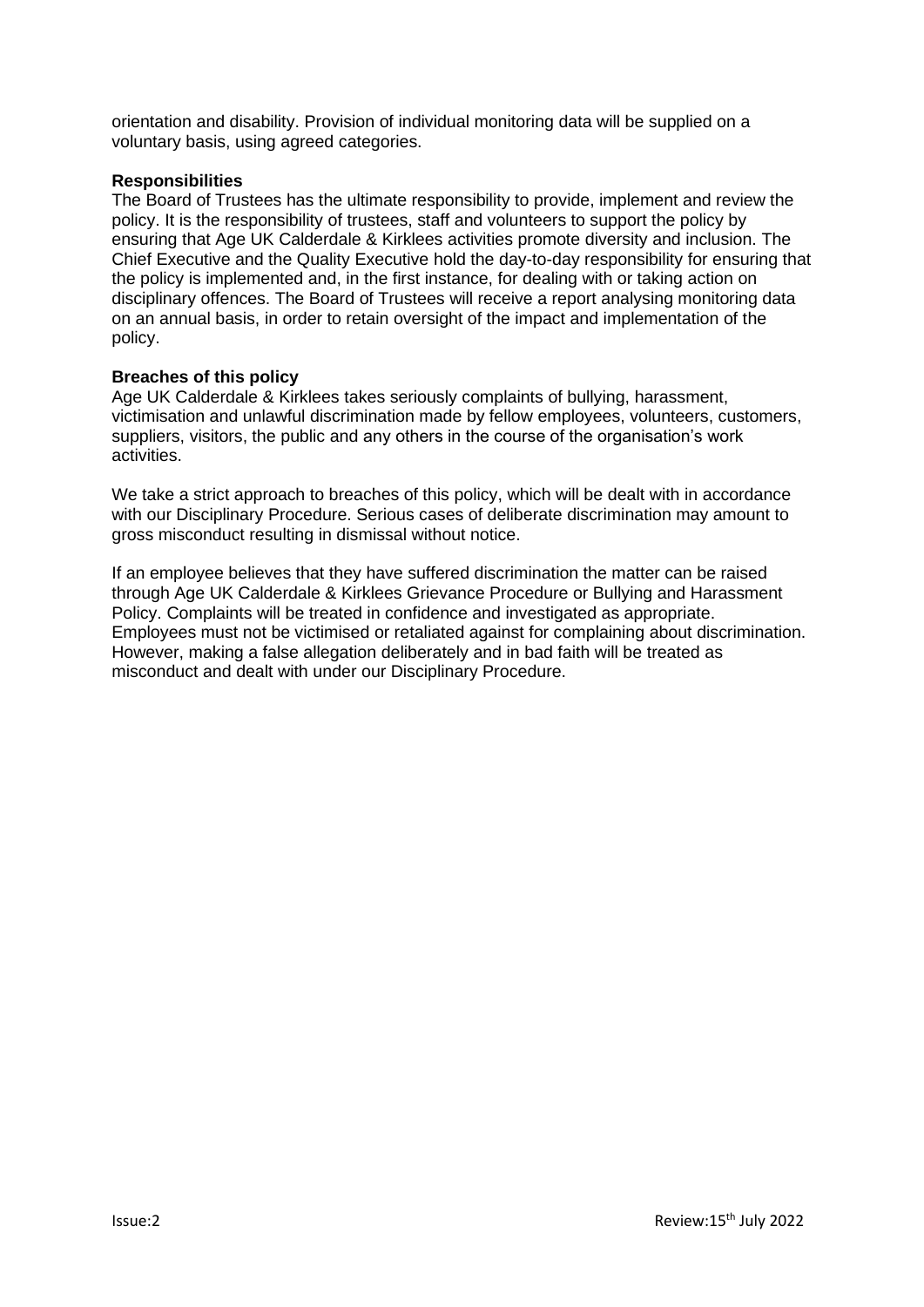orientation and disability. Provision of individual monitoring data will be supplied on a voluntary basis, using agreed categories.

**Responsibilities**

The Board of Trustees has the ultimate responsibility to provide, implement and review the policy. It is the responsibility of trustees, staff and volunteers to support the policy by ensuring that Age UK Calderdale & Kirklees activities promote diversity and inclusion. The Chief Executive and the Quality Executive hold the day-to-day responsibility for ensuring that the policy is implemented and, in the first instance, for dealing with or taking action on disciplinary offences. The Board of Trustees will receive a report analysing monitoring data on an annual basis, in order to retain oversight of the impact and implementation of the policy.

**Breaches of this policy**

Age UK Calderdale & Kirklees takes seriously complaints of bullying, harassment, victimisation and unlawful discrimination made by fellow employees, volunteers, customers, suppliers, visitors, the public and any others in the course of the organisation's work activities.

We take a strict approach to breaches of this policy, which will be dealt with in accordance with our Disciplinary Procedure. Serious cases of deliberate discrimination may amount to gross misconduct resulting in dismissal without notice.

If an employee believes that they have suffered discrimination the matter can be raised through Age UK Calderdale & Kirklees Grievance Procedure or Bullying and Harassment Policy. Complaints will be treated in confidence and investigated as appropriate. Employees must not be victimised or retaliated against for complaining about discrimination. However, making a false allegation deliberately and in bad faith will be treated as misconduct and dealt with under our Disciplinary Procedure.